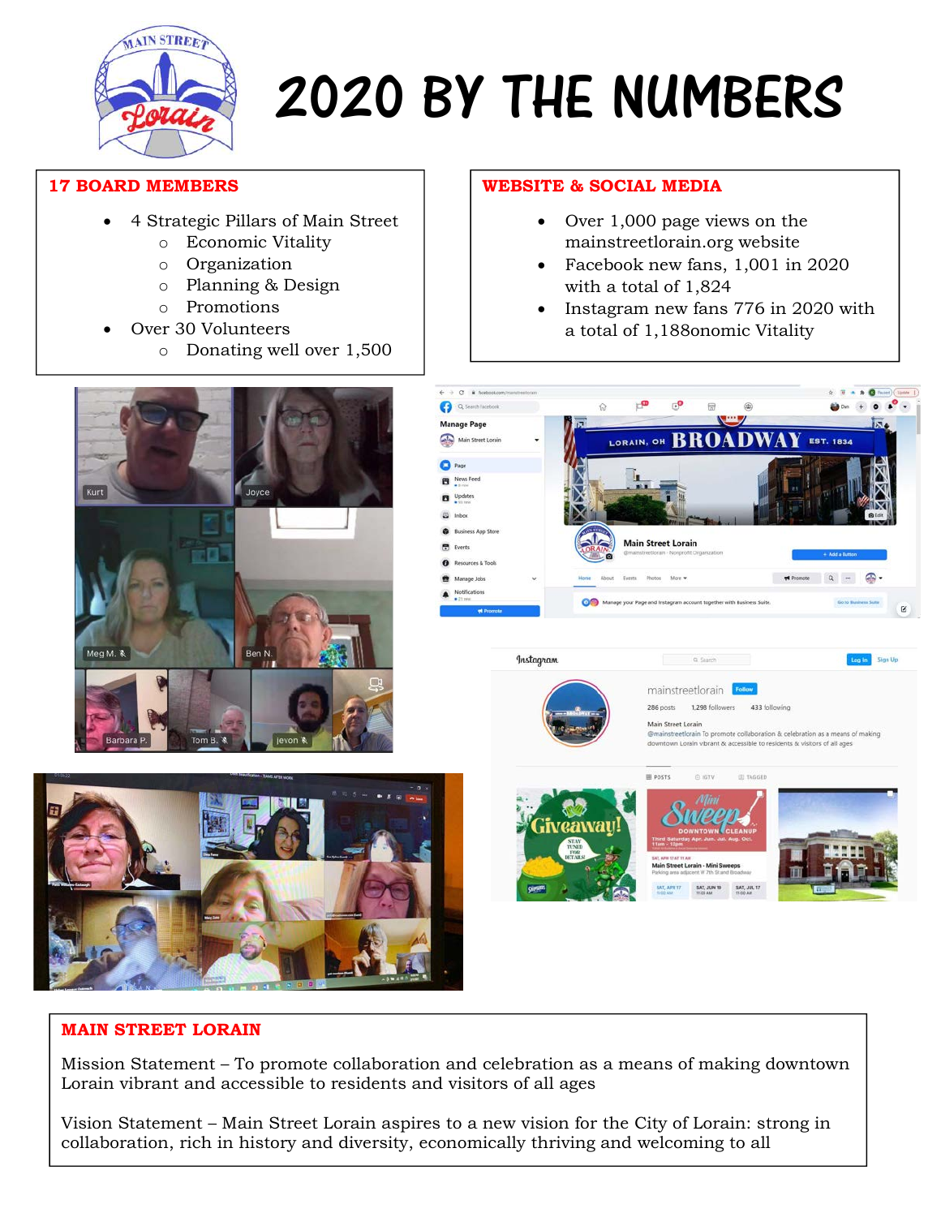# 2020 BY THE NUMBERS

## 17 BOARD MEMBERS

- 4 Strategic Pillars of Main Street
  - Economic Vitality
  - Organization
  - Planning & Design
  - Promotions
- Over 30 Volunteers
  - Donating well over 1,500

## WEBSITE & SOCIAL MEDIA

- Over 1,000 page views on the mainstreetlorain.org website
- Facebook new fans, 1,001 in 2020 with a total of 1,824
- Instagram new fans 776 in 2020 with a total of 1,188onomic Vitality

## MAIN STREET LORAIN

Mission Statement – To promote collaboration and celebration as a means of making downtown Lorain vibrant and accessible to residents and visitors of all ages

Vision Statement – Main Street Lorain aspires to a new vision for the City of Lorain: strong in collaboration, rich in history and diversity, economically thriving and welcoming to all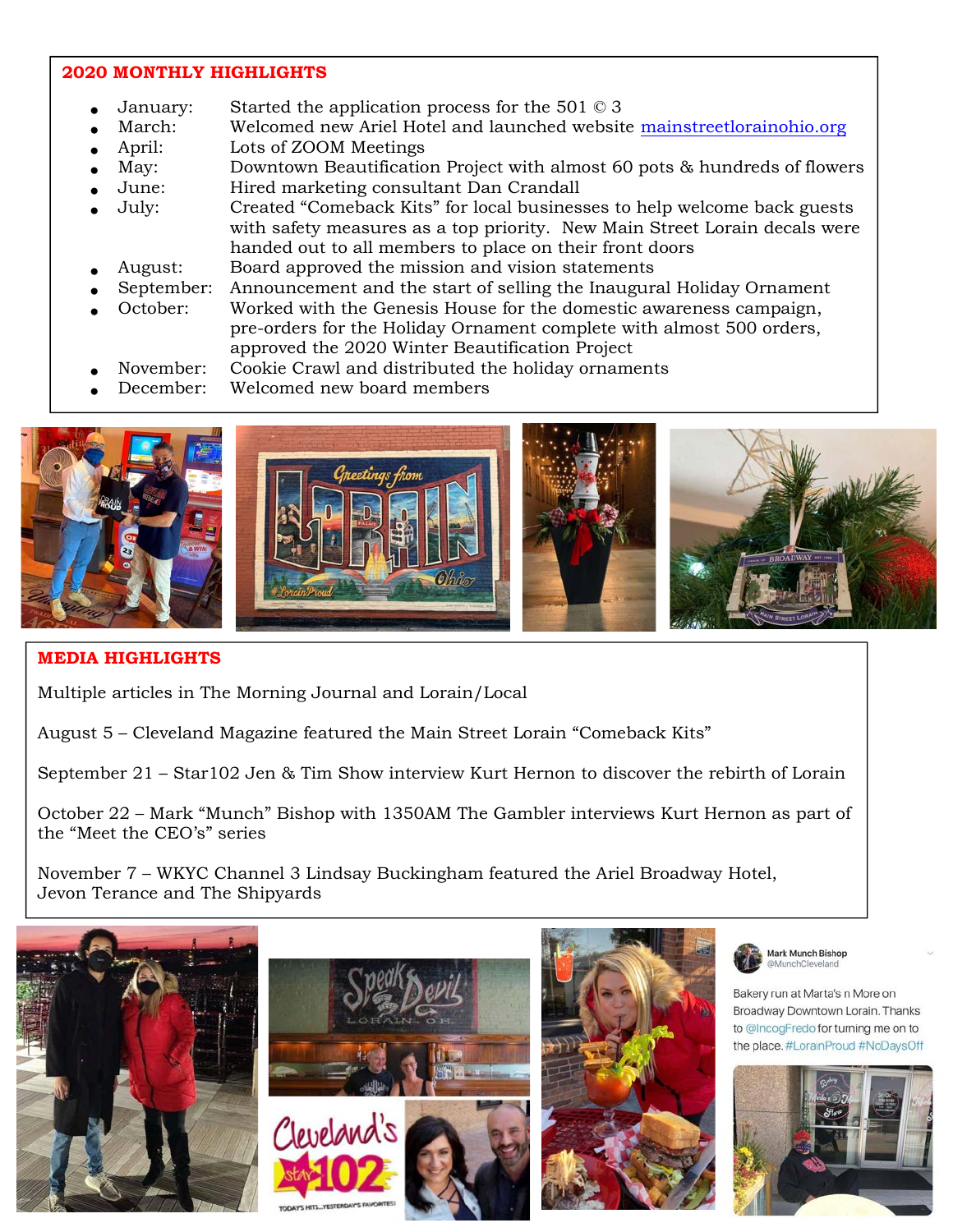## 2020 MONTHLY HIGHLIGHTS

- January: Started the application process for the 501 © 3
- March: Welcomed new Ariel Hotel and launched website mainstreetlorainohio.org
- April: Lots of ZOOM Meetings
- May: Downtown Beautification Project with almost 60 pots & hundreds of flowers
- June: Hired marketing consultant Dan Crandall
- July: Created "Comeback Kits" for local businesses to help welcome back guests with safety measures as a top priority. New Main Street Lorain decals were handed out to all members to place on their front doors
- August: Board approved the mission and vision statements
- September: Announcement and the start of selling the Inaugural Holiday Ornament
- October: Worked with the Genesis House for the domestic awareness campaign, pre-orders for the Holiday Ornament complete with almost 500 orders, approved the 2020 Winter Beautification Project
- November: Cookie Crawl and distributed the holiday ornaments
- December: Welcomed new board members

## MEDIA HIGHLIGHTS

Multiple articles in The Morning Journal and Lorain/Local

August 5 – Cleveland Magazine featured the Main Street Lorain "Comeback Kits"

September 21 – Star102 Jen & Tim Show interview Kurt Hernon to discover the rebirth of Lorain

October 22 – Mark "Munch" Bishop with 1350AM The Gambler interviews Kurt Hernon as part of the "Meet the CEO's" series

November 7 – WKYC Channel 3 Lindsay Buckingham featured the Ariel Broadway Hotel, Jevon Terance and The Shipyards